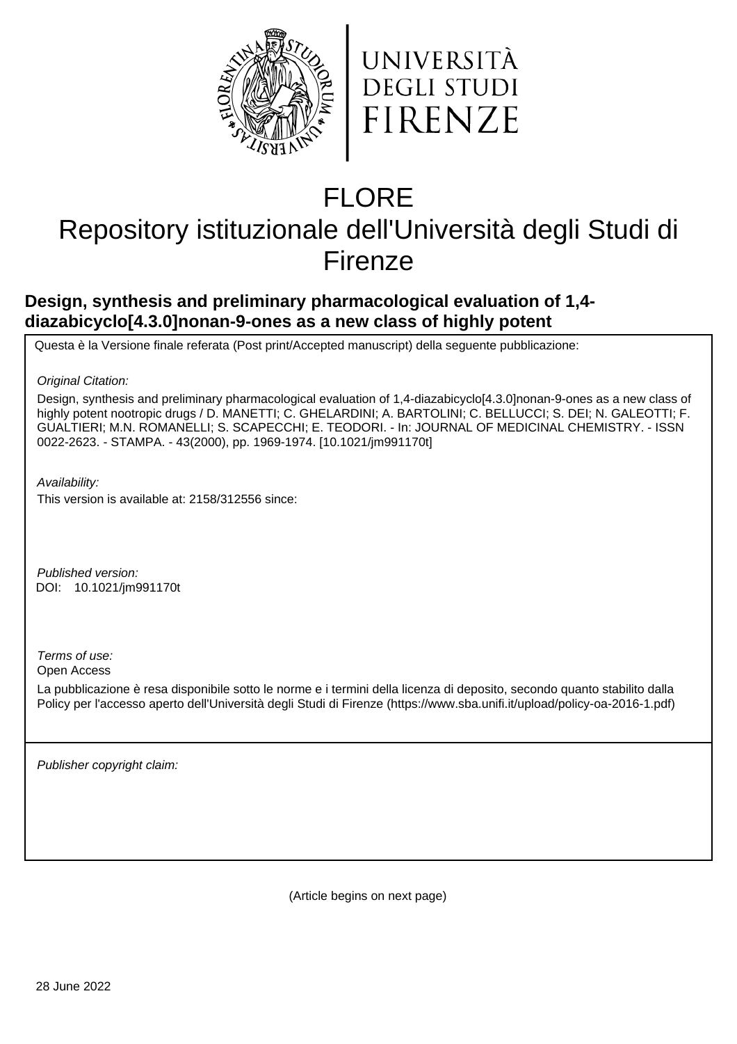UNIVERSITÀ DEGLI STUDI FIRENZE

# FLORE
# Repository istituzionale dell'Università degli Studi di Firenze

## Design, synthesis and preliminary pharmacological evaluation of 1,4-diazabicyclo[4.3.0]nonan-9-ones as a new class of highly potent

Questa è la Versione finale referata (Post print/Accepted manuscript) della seguente pubblicazione:

*Original Citation:*

Design, synthesis and preliminary pharmacological evaluation of 1,4-diazabicyclo[4.3.0]nonan-9-ones as a new class of highly potent nootropic drugs / D. MANETTI; C. GHELARDINI; A. BARTOLINI; C. BELLUCCI; S. DEI; N. GALEOTTI; F. GUALTIERI; M.N. ROMANELLI; S. SCAPECCHI; E. TEODORI. - In: JOURNAL OF MEDICINAL CHEMISTRY. - ISSN 0022-2623. - STAMPA. - 43(2000), pp. 1969-1974. [10.1021/jm991170t]

*Availability:*

This version is available at: 2158/312556 since:

*Published version:*

DOI: 10.1021/jm991170t

*Terms of use:*

Open Access

La pubblicazione è resa disponibile sotto le norme e i termini della licenza di deposito, secondo quanto stabilito dalla Policy per l'accesso aperto dell'Università degli Studi di Firenze (https://www.sba.unifi.it/upload/policy-oa-2016-1.pdf)

*Publisher copyright claim:*

(Article begins on next page)

28 June 2022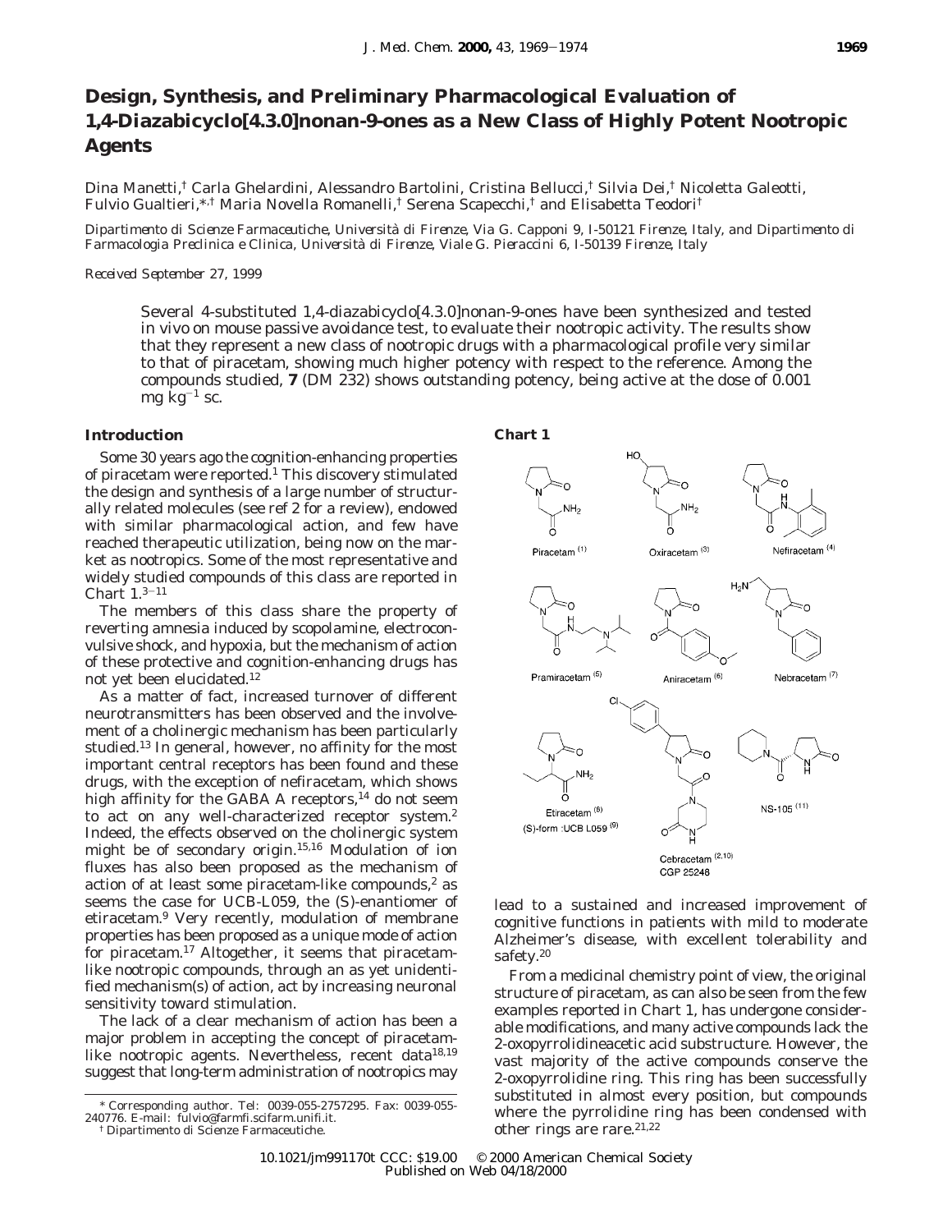# Design, Synthesis, and Preliminary Pharmacological Evaluation of 1,4-Diazabicyclo[4.3.0]nonan-9-ones as a New Class of Highly Potent Nootropic Agents

Dina Manetti,[†] Carla Ghelardini, Alessandro Bartolini, Cristina Bellucci,[†] Silvia Dei,[†] Nicoletta Galeotti, Fulvio Gualtieri,*[,†] Maria Novella Romanelli,[†] Serena Scapecchi,[†] and Elisabetta Teodori[†]

*Dipartimento di Scienze Farmaceutiche, Università di Firenze, Via G. Capponi 9, I-50121 Firenze, Italy, and Dipartimento di Farmacologia Preclinica e Clinica, Università di Firenze, Viale G. Pieraccini 6, I-50139 Firenze, Italy*

*Received September 27, 1999*

Several 4-substituted 1,4-diazabicyclo[4.3.0]nonan-9-ones have been synthesized and tested in vivo on mouse passive avoidance test, to evaluate their nootropic activity. The results show that they represent a new class of nootropic drugs with a pharmacological profile very similar to that of piracetam, showing much higher potency with respect to the reference. Among the compounds studied, **7** (DM 232) shows outstanding potency, being active at the dose of 0.001 mg $kg^{-1}$ sc.

## Introduction

Some 30 years ago the cognition-enhancing properties of piracetam were reported.[1] This discovery stimulated the design and synthesis of a large number of structurally related molecules (see ref 2 for a review), endowed with similar pharmacological action, and few have reached therapeutic utilization, being now on the market as nootropics. Some of the most representative and widely studied compounds of this class are reported in Chart 1.[3-11]

The members of this class share the property of reverting amnesia induced by scopolamine, electroconvulsive shock, and hypoxia, but the mechanism of action of these protective and cognition-enhancing drugs has not yet been elucidated.[12]

As a matter of fact, increased turnover of different neurotransmitters has been observed and the involvement of a cholinergic mechanism has been particularly studied.[13] In general, however, no affinity for the most important central receptors has been found and these drugs, with the exception of nefiracetam, which shows high affinity for the GABA A receptors,[14] do not seem to act on any well-characterized receptor system.[2] Indeed, the effects observed on the cholinergic system might be of secondary origin.[15,16] Modulation of ion fluxes has also been proposed as the mechanism of action of at least some piracetam-like compounds,[2] as seems the case for UCB-L059, the (*S*)-enantiomer of etiracetam.[9] Very recently, modulation of membrane properties has been proposed as a unique mode of action for piracetam.[17] Altogether, it seems that piracetam-like nootropic compounds, through an as yet unidentified mechanism(s) of action, act by increasing neuronal sensitivity toward stimulation.

The lack of a clear mechanism of action has been a major problem in accepting the concept of piracetam-like nootropic agents. Nevertheless, recent data[18,19] suggest that long-term administration of nootropics may lead to a sustained and increased improvement of cognitive functions in patients with mild to moderate Alzheimer's disease, with excellent tolerability and safety.[20]

From a medicinal chemistry point of view, the original structure of piracetam, as can also be seen from the few examples reported in Chart 1, has undergone considerable modifications, and many active compounds lack the 2-oxopyrrolidineacetic acid substructure. However, the vast majority of the active compounds conserve the 2-oxopyrrolidine ring. This ring has been successfully substituted in almost every position, but compounds where the pyrrolidine ring has been condensed with other rings are rare.[21,22]

**Chart 1**

Piracetam [(1)] · Oxiracetam [(3)] · Nefiracetam [(4)] · Pramiracetam [(5)] · Aniracetam [(6)] · Nebracetam [(7)] · Etiracetam [(8)] (*S*)-form :UCB L059 [(9)] · Cebracetam [(2,10)] CGP 25248 · NS-105 [(11)]

* Corresponding author. Tel: 0039-055-2757295. Fax: 0039-055-240776. E-mail: fulvio@farmfi.scifarm.unifi.it.

[†] Dipartimento di Scienze Farmaceutiche.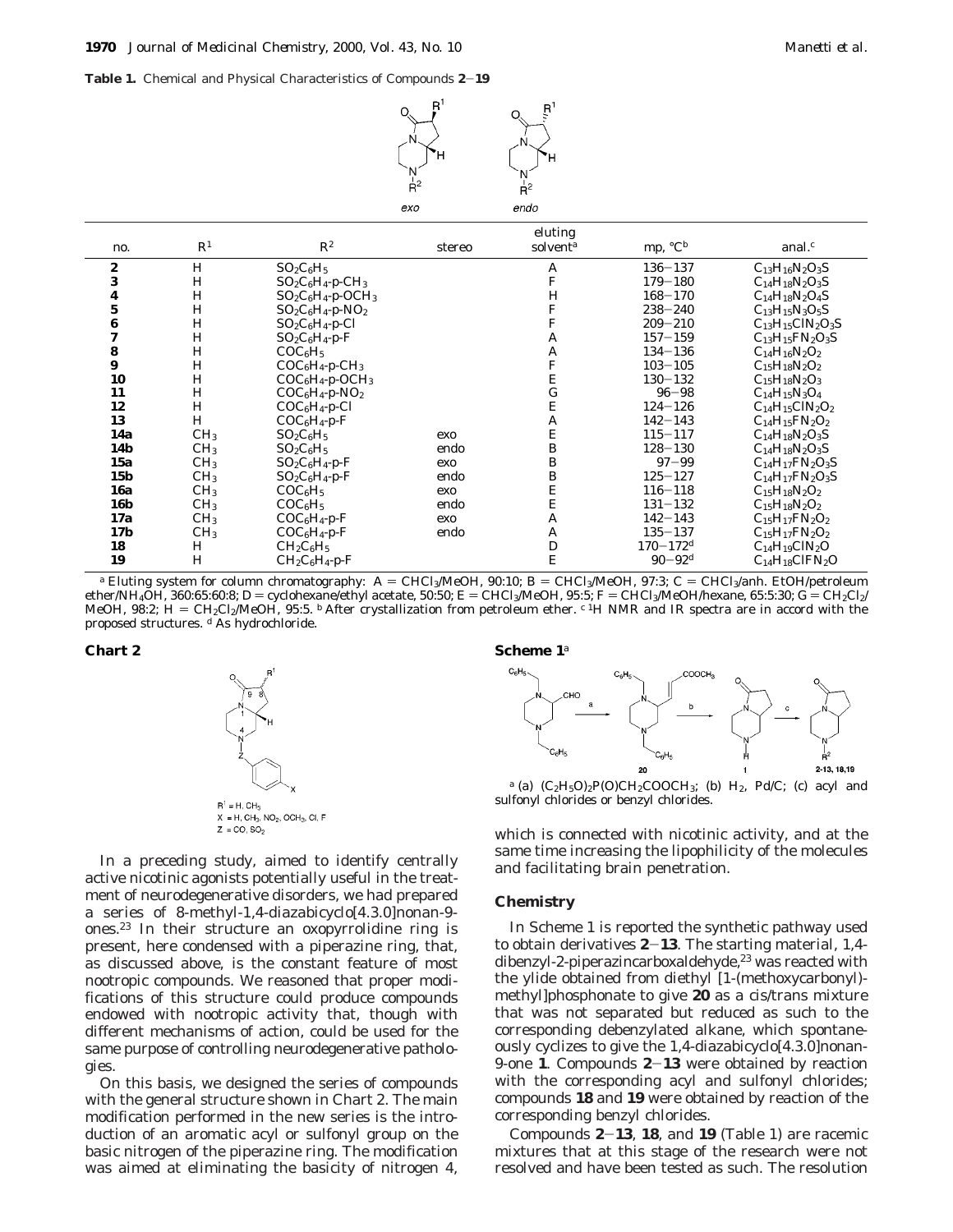**Table 1.** Chemical and Physical Characteristics of Compounds **2**–**19**

| no. | R[1] | R[2] | stereo | eluting solvent[a] | mp, °C[b] | anal.[c] |
|---|---|---|---|---|---|---|
| **2** | H | $SO_2C_6H_5$ | | A | 136–137 | $C_{13}H_{16}N_2O_3S$ |
| **3** | H | $SO_2C_6H_4$-p-$CH_3$ | | F | 179–180 | $C_{14}H_{18}N_2O_3S$ |
| **4** | H | $SO_2C_6H_4$-p-$OCH_3$ | | H | 168–170 | $C_{14}H_{18}N_2O_4S$ |
| **5** | H | $SO_2C_6H_4$-p-$NO_2$ | | F | 238–240 | $C_{13}H_{15}N_3O_5S$ |
| **6** | H | $SO_2C_6H_4$-p-Cl | | F | 209–210 | $C_{13}H_{15}ClN_2O_3S$ |
| **7** | H | $SO_2C_6H_4$-p-F | | A | 157–159 | $C_{13}H_{15}FN_2O_3S$ |
| **8** | H | $COC_6H_5$ | | A | 134–136 | $C_{14}H_{16}N_2O_2$ |
| **9** | H | $COC_6H_4$-p-$CH_3$ | | F | 103–105 | $C_{15}H_{18}N_2O_2$ |
| **10** | H | $COC_6H_4$-p-$OCH_3$ | | E | 130–132 | $C_{15}H_{18}N_2O_3$ |
| **11** | H | $COC_6H_4$-p-$NO_2$ | | G | 96–98 | $C_{14}H_{15}N_3O_4$ |
| **12** | H | $COC_6H_4$-p-Cl | | E | 124–126 | $C_{14}H_{15}ClN_2O_2$ |
| **13** | H | $COC_6H_4$-p-F | | A | 142–143 | $C_{14}H_{15}FN_2O_2$ |
| **14a** | $CH_3$ | $SO_2C_6H_5$ | exo | E | 115–117 | $C_{14}H_{18}N_2O_3S$ |
| **14b** | $CH_3$ | $SO_2C_6H_5$ | endo | B | 128–130 | $C_{14}H_{18}N_2O_3S$ |
| **15a** | $CH_3$ | $SO_2C_6H_4$-p-F | exo | B | 97–99 | $C_{14}H_{17}FN_2O_3S$ |
| **15b** | $CH_3$ | $SO_2C_6H_4$-p-F | endo | B | 125–127 | $C_{14}H_{17}FN_2O_3S$ |
| **16a** | $CH_3$ | $COC_6H_5$ | exo | E | 116–118 | $C_{15}H_{18}N_2O_2$ |
| **16b** | $CH_3$ | $COC_6H_5$ | endo | E | 131–132 | $C_{15}H_{18}N_2O_2$ |
| **17a** | $CH_3$ | $COC_6H_4$-p-F | exo | A | 142–143 | $C_{15}H_{17}FN_2O_2$ |
| **17b** | $CH_3$ | $COC_6H_4$-p-F | endo | A | 135–137 | $C_{15}H_{17}FN_2O_2$ |
| **18** | H | $CH_2C_6H_5$ | | D | 170–172[d] | $C_{14}H_{19}ClN_2O$ |
| **19** | H | $CH_2C_6H_4$-p-F | | E | 90–92[d] | $C_{14}H_{18}ClFN_2O$ |

[a] Eluting system for column chromatography: A = $CHCl_3$/MeOH, 90:10; B = $CHCl_3$/MeOH, 97:3; C = $CHCl_3$/anh. EtOH/petroleum ether/$NH_4OH$, 360:65:60:8; D = cyclohexane/ethyl acetate, 50:50; E = $CHCl_3$/MeOH, 95:5; F = $CHCl_3$/MeOH/hexane, 65:5:30; G = $CH_2Cl_2$/MeOH, 98:2; H = $CH_2Cl_2$/MeOH, 95:5. [b] After crystallization from petroleum ether. [c] [1]H NMR and IR spectra are in accord with the proposed structures. [d] As hydrochloride.

**Chart 2**

$R^1$ = H, $CH_3$
X = H, $CH_3$, $NO_2$, $OCH_3$, Cl, F
Z = CO, $SO_2$

In a preceding study, aimed to identify centrally active nicotinic agonists potentially useful in the treatment of neurodegenerative disorders, we had prepared a series of 8-methyl-1,4-diazabicyclo[4.3.0]nonan-9-ones.[23] In their structure an oxopyrrolidine ring is present, here condensed with a piperazine ring, that, as discussed above, is the constant feature of most nootropic compounds. We reasoned that proper modifications of this structure could produce compounds endowed with nootropic activity that, though with different mechanisms of action, could be used for the same purpose of controlling neurodegenerative pathologies.

On this basis, we designed the series of compounds with the general structure shown in Chart 2. The main modification performed in the new series is the introduction of an aromatic acyl or sulfonyl group on the basic nitrogen of the piperazine ring. The modification was aimed at eliminating the basicity of nitrogen 4, which is connected with nicotinic activity, and at the same time increasing the lipophilicity of the molecules and facilitating brain penetration.

**Scheme 1**[a]

[a] (a) $(C_2H_5O)_2P(O)CH_2COOCH_3$; (b) $H_2$, Pd/C; (c) acyl and sulfonyl chlorides or benzyl chlorides.

## Chemistry

In Scheme 1 is reported the synthetic pathway used to obtain derivatives **2**–**13**. The starting material, 1,4-dibenzyl-2-piperazincarboxaldehyde,[23] was reacted with the ylide obtained from diethyl [1-(methoxycarbonyl)-methyl]phosphonate to give **20** as a cis/trans mixture that was not separated but reduced as such to the corresponding debenzylated alkane, which spontaneously cyclizes to give the 1,4-diazabicyclo[4.3.0]nonan-9-one **1**. Compounds **2**–**13** were obtained by reaction with the corresponding acyl and sulfonyl chlorides; compounds **18** and **19** were obtained by reaction of the corresponding benzyl chlorides.

Compounds **2**–**13**, **18**, and **19** (Table 1) are racemic mixtures that at this stage of the research were not resolved and have been tested as such. The resolution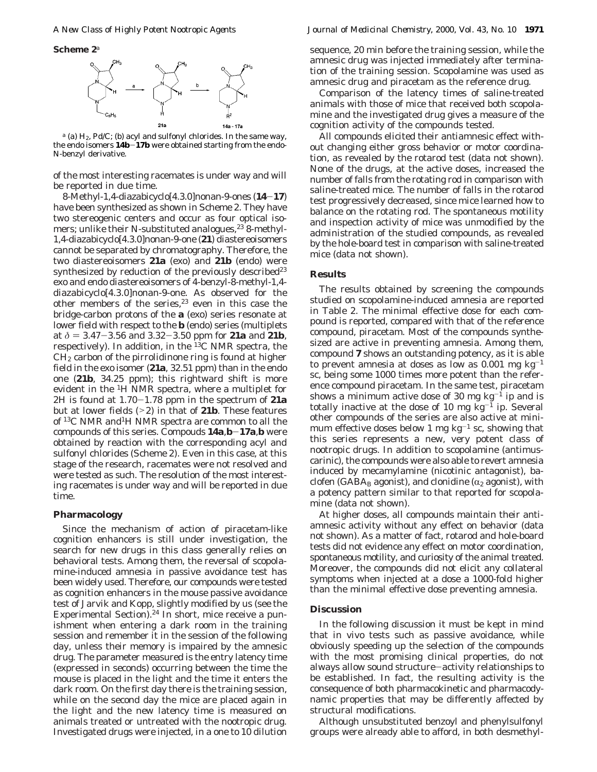**Scheme 2**[a]

[a] (a) $H_2$, Pd/C; (b) acyl and sulfonyl chlorides. In the same way, the endo isomers **14b**–**17b** were obtained starting from the endo-N-benzyl derivative.

of the most interesting racemates is under way and will be reported in due time.

8-Methyl-1,4-diazabicyclo[4.3.0]nonan-9-ones (**14**–**17**) have been synthesized as shown in Scheme 2. They have two stereogenic centers and occur as four optical isomers; unlike their N-substituted analogues,[23] 8-methyl-1,4-diazabicyclo[4.3.0]nonan-9-one (**21**) diastereoisomers cannot be separated by chromatography. Therefore, the two diastereoisomers **21a** (exo) and **21b** (endo) were synthesized by reduction of the previously described[23] exo and endo diastereoisomers of 4-benzyl-8-methyl-1,4-diazabicyclo[4.3.0]nonan-9-one. As observed for the other members of the series,[23] even in this case the bridge-carbon protons of the **a** (exo) series resonate at lower field with respect to the **b** (endo) series (multiplets at $\delta$ = 3.47–3.56 and 3.32–3.50 ppm for **21a** and **21b**, respectively). In addition, in the $^{13}$C NMR spectra, the $CH_2$ carbon of the pirrolidinone ring is found at higher field in the exo isomer (**21a**, 32.51 ppm) than in the endo one (**21b**, 34.25 ppm); this rightward shift is more evident in the $^1$H NMR spectra, where a multiplet for 2H is found at 1.70–1.78 ppm in the spectrum of **21a** but at lower fields (>2) in that of **21b**. These features of $^{13}$C NMR and $^1$H NMR spectra are common to all the compounds of this series. Compouds **14a**,**b**–**17a**,**b** were obtained by reaction with the corresponding acyl and sulfonyl chlorides (Scheme 2). Even in this case, at this stage of the research, racemates were not resolved and were tested as such. The resolution of the most interesting racemates is under way and will be reported in due time.

## Pharmacology

Since the mechanism of action of piracetam-like cognition enhancers is still under investigation, the search for new drugs in this class generally relies on behavioral tests. Among them, the reversal of scopolamine-induced amnesia in passive avoidance test has been widely used. Therefore, our compounds were tested as cognition enhancers in the mouse passive avoidance test of Jarvik and Kopp, slightly modified by us (see the Experimental Section).[24] In short, mice receive a punishment when entering a dark room in the training session and remember it in the session of the following day, unless their memory is impaired by the amnesic drug. The parameter measured is the entry latency time (expressed in seconds) occurring between the time the mouse is placed in the light and the time it enters the dark room. On the first day there is the training session, while on the second day the mice are placed again in the light and the new latency time is measured on animals treated or untreated with the nootropic drug. Investigated drugs were injected, in a one to 10 dilution sequence, 20 min before the training session, while the amnesic drug was injected immediately after termination of the training session. Scopolamine was used as amnesic drug and piracetam as the reference drug.

Comparison of the latency times of saline-treated animals with those of mice that received both scopolamine and the investigated drug gives a measure of the cognition activity of the compounds tested.

All compounds elicited their antiamnesic effect without changing either gross behavior or motor coordination, as revealed by the rotarod test (data not shown). None of the drugs, at the active doses, increased the number of falls from the rotating rod in comparison with saline-treated mice. The number of falls in the rotarod test progressively decreased, since mice learned how to balance on the rotating rod. The spontaneous motility and inspection activity of mice was unmodified by the administration of the studied compounds, as revealed by the hole-board test in comparison with saline-treated mice (data not shown).

## Results

The results obtained by screening the compounds studied on scopolamine-induced amnesia are reported in Table 2. The minimal effective dose for each compound is reported, compared with that of the reference compound, piracetam. Most of the compounds synthesized are active in preventing amnesia. Among them, compound **7** shows an outstanding potency, as it is able to prevent amnesia at doses as low as 0.001 mg kg$^{-1}$ sc, being some 1000 times more potent than the reference compound piracetam. In the same test, piracetam shows a minimum active dose of 30 mg kg$^{-1}$ ip and is totally inactive at the dose of 10 mg kg$^{-1}$ ip. Several other compounds of the series are also active at minimum effective doses below 1 mg kg$^{-1}$ sc, showing that this series represents a new, very potent class of nootropic drugs. In addition to scopolamine (antimuscarinic), the compounds were also able to revert amnesia induced by mecamylamine (nicotinic antagonist), baclofen ($GABA_B$ agonist), and clonidine ($\alpha_2$ agonist), with a potency pattern similar to that reported for scopolamine (data not shown).

At higher doses, all compounds maintain their antiamnesic activity without any effect on behavior (data not shown). As a matter of fact, rotarod and hole-board tests did not evidence any effect on motor coordination, spontaneous motility, and curiosity of the animal treated. Moreover, the compounds did not elicit any collateral symptoms when injected at a dose a 1000-fold higher than the minimal effective dose preventing amnesia.

## Discussion

In the following discussion it must be kept in mind that in vivo tests such as passive avoidance, while obviously speeding up the selection of the compounds with the most promising clinical properties, do not always allow sound structure–activity relationships to be established. In fact, the resulting activity is the consequence of both pharmacokinetic and pharmacodynamic properties that may be differently affected by structural modifications.

Although unsubstituted benzoyl and phenylsulfonyl groups were already able to afford, in both desmethyl-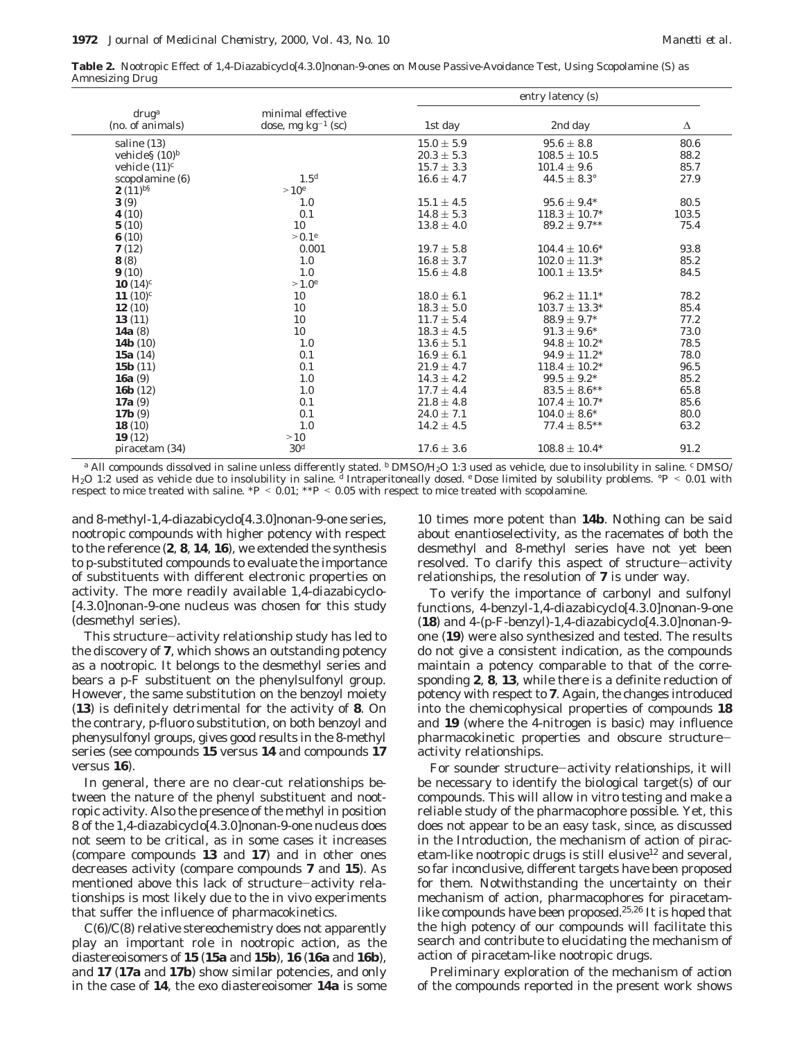**Table 2.** Nootropic Effect of 1,4-Diazabicyclo[4.3.0]nonan-9-ones on Mouse Passive-Avoidance Test, Using Scopolamine (S) as Amnesizing Drug

| drug[a] (no. of animals) | minimal effective dose, mg $kg^{-1}$ (sc) | entry latency (s) | | |
|---|---|---|---|---|
| | | 1st day | 2nd day | Δ |
| saline (13) | | 15.0 ± 5.9 | 95.6 ± 8.8 | 80.6 |
| vehicle§ (10)[b] | | 20.3 ± 5.3 | 108.5 ± 10.5 | 88.2 |
| vehicle (11)[c] | | 15.7 ± 3.3 | 101.4 ± 9.6 | 85.7 |
| scopolamine (6) | 1.5[d] | 16.6 ± 4.7 | 44.5 ± 8.3° | 27.9 |
| **2** (11)[b§] | >10[e] | | | |
| **3** (9) | 1.0 | 15.1 ± 4.5 | 95.6 ± 9.4* | 80.5 |
| **4** (10) | 0.1 | 14.8 ± 5.3 | 118.3 ± 10.7* | 103.5 |
| **5** (10) | 10 | 13.8 ± 4.0 | 89.2 ± 9.7** | 75.4 |
| **6** (10) | >0.1[e] | | | |
| **7** (12) | 0.001 | 19.7 ± 5.8 | 104.4 ± 10.6* | 93.8 |
| **8** (8) | 1.0 | 16.8 ± 3.7 | 102.0 ± 11.3* | 85.2 |
| **9** (10) | 1.0 | 15.6 ± 4.8 | 100.1 ± 13.5* | 84.5 |
| **10** (14)[c] | >1.0[e] | | | |
| **11** (10)[c] | 10 | 18.0 ± 6.1 | 96.2 ± 11.1* | 78.2 |
| **12** (10) | 10 | 18.3 ± 5.0 | 103.7 ± 13.3* | 85.4 |
| **13** (11) | 10 | 11.7 ± 5.4 | 88.9 ± 9.7* | 77.2 |
| **14a** (8) | 10 | 18.3 ± 4.5 | 91.3 ± 9.6* | 73.0 |
| **14b** (10) | 1.0 | 13.6 ± 5.1 | 94.8 ± 10.2* | 78.5 |
| **15a** (14) | 0.1 | 16.9 ± 6.1 | 94.9 ± 11.2* | 78.0 |
| **15b** (11) | 0.1 | 21.9 ± 4.7 | 118.4 ± 10.2* | 96.5 |
| **16a** (9) | 1.0 | 14.3 ± 4.2 | 99.5 ± 9.2* | 85.2 |
| **16b** (12) | 1.0 | 17.7 ± 4.4 | 83.5 ± 8.6** | 65.8 |
| **17a** (9) | 0.1 | 21.8 ± 4.8 | 107.4 ± 10.7* | 85.6 |
| **17b** (9) | 0.1 | 24.0 ± 7.1 | 104.0 ± 8.6* | 80.0 |
| **18** (10) | 1.0 | 14.2 ± 4.5 | 77.4 ± 8.5** | 63.2 |
| **19** (12) | >10 | | | |
| piracetam (34) | 30[d] | 17.6 ± 3.6 | 108.8 ± 10.4* | 91.2 |

[a] All compounds dissolved in saline unless differently stated. [b] DMSO/$H_2O$ 1:3 used as vehicle, due to insolubility in saline. [c] DMSO/$H_2O$ 1:2 used as vehicle due to insolubility in saline. [d] Intraperitoneally dosed. [e] Dose limited by solubility problems. °$P < 0.01$ with respect to mice treated with saline. *$P < 0.01$; **$P < 0.05$ with respect to mice treated with scopolamine.

and 8-methyl-1,4-diazabicyclo[4.3.0]nonan-9-one series, nootropic compounds with higher potency with respect to the reference (**2**, **8**, **14**, **16**), we extended the synthesis to p-substituted compounds to evaluate the importance of substituents with different electronic properties on activity. The more readily available 1,4-diazabicyclo-[4.3.0]nonan-9-one nucleus was chosen for this study (desmethyl series).

This structure–activity relationship study has led to the discovery of **7**, which shows an outstanding potency as a nootropic. It belongs to the desmethyl series and bears a p-F substituent on the phenylsulfonyl group. However, the same substitution on the benzoyl moiety (**13**) is definitely detrimental for the activity of **8**. On the contrary, p-fluoro substitution, on both benzoyl and phenysulfonyl groups, gives good results in the 8-methyl series (see compounds **15** versus **14** and compounds **17** versus **16**).

In general, there are no clear-cut relationships between the nature of the phenyl substituent and nootropic activity. Also the presence of the methyl in position 8 of the 1,4-diazabicyclo[4.3.0]nonan-9-one nucleus does not seem to be critical, as in some cases it increases (compare compounds **13** and **17**) and in other ones decreases activity (compare compounds **7** and **15**). As mentioned above this lack of structure–activity relationships is most likely due to the in vivo experiments that suffer the influence of pharmacokinetics.

C(6)/C(8) relative stereochemistry does not apparently play an important role in nootropic action, as the diastereoisomers of **15** (**15a** and **15b**), **16** (**16a** and **16b**), and **17** (**17a** and **17b**) show similar potencies, and only in the case of **14**, the exo diastereoisomer **14a** is some 10 times more potent than **14b**. Nothing can be said about enantioselectivity, as the racemates of both the desmethyl and 8-methyl series have not yet been resolved. To clarify this aspect of structure–activity relationships, the resolution of **7** is under way.

To verify the importance of carbonyl and sulfonyl functions, 4-benzyl-1,4-diazabicyclo[4.3.0]nonan-9-one (**18**) and 4-(p-F-benzyl)-1,4-diazabicyclo[4.3.0]nonan-9-one (**19**) were also synthesized and tested. The results do not give a consistent indication, as the compounds maintain a potency comparable to that of the corresponding **2**, **8**, **13**, while there is a definite reduction of potency with respect to **7**. Again, the changes introduced into the chemicophysical properties of compounds **18** and **19** (where the 4-nitrogen is basic) may influence pharmacokinetic properties and obscure structure–activity relationships.

For sounder structure–activity relationships, it will be necessary to identify the biological target(s) of our compounds. This will allow in vitro testing and make a reliable study of the pharmacophore possible. Yet, this does not appear to be an easy task, since, as discussed in the Introduction, the mechanism of action of piracetam-like nootropic drugs is still elusive[12] and several, so far inconclusive, different targets have been proposed for them. Notwithstanding the uncertainty on their mechanism of action, pharmacophores for piracetam-like compounds have been proposed.[25,26] It is hoped that the high potency of our compounds will facilitate this search and contribute to elucidating the mechanism of action of piracetam-like nootropic drugs.

Preliminary exploration of the mechanism of action of the compounds reported in the present work shows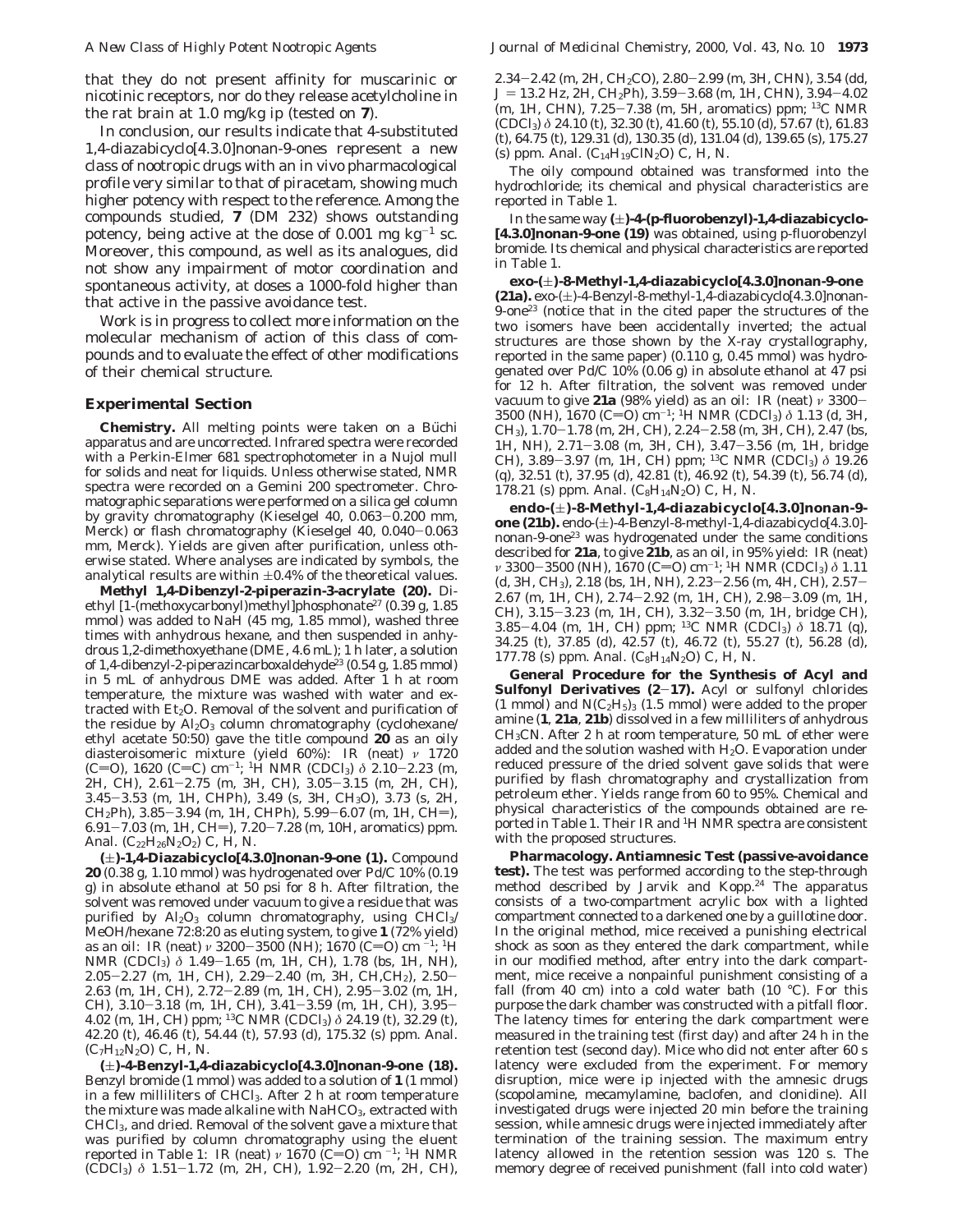that they do not present affinity for muscarinic or nicotinic receptors, nor do they release acetylcholine in the rat brain at 1.0 mg/kg ip (tested on **7**).

In conclusion, our results indicate that 4-substituted 1,4-diazabicyclo[4.3.0]nonan-9-ones represent a new class of nootropic drugs with an in vivo pharmacological profile very similar to that of piracetam, showing much higher potency with respect to the reference. Among the compounds studied, **7** (DM 232) shows outstanding potency, being active at the dose of 0.001 mg $kg^{-1}$ sc. Moreover, this compound, as well as its analogues, did not show any impairment of motor coordination and spontaneous activity, at doses a 1000-fold higher than that active in the passive avoidance test.

Work is in progress to collect more information on the molecular mechanism of action of this class of compounds and to evaluate the effect of other modifications of their chemical structure.

## Experimental Section

**Chemistry.** All melting points were taken on a Büchi apparatus and are uncorrected. Infrared spectra were recorded with a Perkin-Elmer 681 spectrophotometer in a Nujol mull for solids and neat for liquids. Unless otherwise stated, NMR spectra were recorded on a Gemini 200 spectrometer. Chromatographic separations were performed on a silica gel column by gravity chromatography (Kieselgel 40, 0.063–0.200 mm, Merck) or flash chromatography (Kieselgel 40, 0.040–0.063 mm, Merck). Yields are given after purification, unless otherwise stated. Where analyses are indicated by symbols, the analytical results are within ±0.4% of the theoretical values.

**Methyl 1,4-Dibenzyl-2-piperazin-3-acrylate (20).** Diethyl [1-(methoxycarbonyl)methyl]phosphonate[27] (0.39 g, 1.85 mmol) was added to NaH (45 mg, 1.85 mmol), washed three times with anhydrous hexane, and then suspended in anhydrous 1,2-dimethoxyethane (DME, 4.6 mL); 1 h later, a solution of 1,4-dibenzyl-2-piperazincarboxaldehyde[23] (0.54 g, 1.85 mmol) in 5 mL of anhydrous DME was added. After 1 h at room temperature, the mixture was washed with water and extracted with $Et_2O$. Removal of the solvent and purification of the residue by $Al_2O_3$ column chromatography (cyclohexane/ethyl acetate 50:50) gave the title compound **20** as an oily diasteroisomeric mixture (yield 60%): IR (neat) $\nu$ 1720 (C=O), 1620 (C=C) $cm^{-1}$; $^1H$ NMR ($CDCl_3$) $\delta$ 2.10–2.23 (m, 2H, $CH_2$), 2.61–2.75 (m, 3H, CH), 3.05–3.15 (m, 2H, CH), 3.45–3.53 (m, 1H, CHPh), 3.49 (s, 3H, $CH_3O$), 3.73 (s, 2H, $CH_2Ph$), 3.85–3.94 (m, 1H, CHPh), 5.99–6.07 (m, 1H, CH=), 6.91–7.03 (m, 1H, CH=), 7.20–7.28 (m, 10H, aromatics) ppm. Anal. ($C_{22}H_{26}N_2O_2$) C, H, N.

**(±)-1,4-Diazabicyclo[4.3.0]nonan-9-one (1).** Compound **20** (0.38 g, 1.10 mmol) was hydrogenated over Pd/C 10% (0.19 g) in absolute ethanol at 50 psi for 8 h. After filtration, the solvent was removed under vacuum to give a residue that was purified by $Al_2O_3$ column chromatography, using $CHCl_3$/MeOH/hexane 72:8:20 as eluting system, to give **1** (72% yield) as an oil: IR (neat) $\nu$ 3200–3500 (NH); 1670 (C=O) $cm^{-1}$; $^1H$ NMR ($CDCl_3$) $\delta$ 1.49–1.65 (m, 1H, CH), 1.78 (bs, 1H, NH), 2.05–2.27 (m, 1H, CH), 2.29–2.40 (m, 3H, CH,$CH_2$), 2.50–2.63 (m, 1H, CH), 2.72–2.89 (m, 1H, CH), 2.95–3.02 (m, 1H, CH), 3.10–3.18 (m, 1H, CH), 3.41–3.59 (m, 1H, CH), 3.95–4.02 (m, 1H, CH) ppm; $^{13}C$ NMR ($CDCl_3$) $\delta$ 24.19 (t), 32.29 (t), 42.20 (t), 46.46 (t), 54.44 (t), 57.93 (d), 175.32 (s) ppm. Anal. ($C_7H_{12}N_2O$) C, H, N.

**(±)-4-Benzyl-1,4-diazabicyclo[4.3.0]nonan-9-one (18).** Benzyl bromide (1 mmol) was added to a solution of **1** (1 mmol) in a few milliliters of $CHCl_3$. After 2 h at room temperature the mixture was made alkaline with $NaHCO_3$, extracted with $CHCl_3$, and dried. Removal of the solvent gave a mixture that was purified by column chromatography using the eluent reported in Table 1: IR (neat) $\nu$ 1670 (C=O) $cm^{-1}$; $^1H$ NMR ($CDCl_3$) $\delta$ 1.51–1.72 (m, 2H, CH), 1.92–2.20 (m, 2H, CH), 2.34–2.42 (m, 2H, $CH_2CO$), 2.80–2.99 (m, 3H, CHN), 3.54 (dd, $J$ = 13.2 Hz, 2H, $CH_2Ph$), 3.59–3.68 (m, 1H, CHN), 3.94–4.02 (m, 1H, CHN), 7.25–7.38 (m, 5H, aromatics) ppm; $^{13}C$ NMR ($CDCl_3$) $\delta$ 24.10 (t), 32.30 (t), 41.60 (t), 55.10 (d), 57.67 (t), 61.83 (t), 64.75 (t), 129.31 (d), 130.35 (d), 131.04 (d), 139.65 (s), 175.27 (s) ppm. Anal. ($C_{14}H_{19}ClN_2O$) C, H, N.

The oily compound obtained was transformed into the hydrochloride; its chemical and physical characteristics are reported in Table 1.

In the same way **(±)-4-(p-fluorobenzyl)-1,4-diazabicyclo-[4.3.0]nonan-9-one (19)** was obtained, using p-fluorobenzyl bromide. Its chemical and physical characteristics are reported in Table 1.

**exo-(±)-8-Methyl-1,4-diazabicyclo[4.3.0]nonan-9-one (21a).** exo-(±)-4-Benzyl-8-methyl-1,4-diazabicyclo[4.3.0]nonan-9-one[23] (notice that in the cited paper the structures of the two isomers have been accidentally inverted; the actual structures are those shown by the X-ray crystallography, reported in the same paper) (0.110 g, 0.45 mmol) was hydrogenated over Pd/C 10% (0.06 g) in absolute ethanol at 47 psi for 12 h. After filtration, the solvent was removed under vacuum to give **21a** (98% yield) as an oil: IR (neat) $\nu$ 3300–3500 (NH), 1670 (C=O) $cm^{-1}$; $^1H$ NMR ($CDCl_3$) $\delta$ 1.13 (d, 3H, $CH_3$), 1.70–1.78 (m, 2H, CH), 2.24–2.58 (m, 3H, CH), 2.47 (bs, 1H, NH), 2.71–3.08 (m, 3H, CH), 3.47–3.56 (m, 1H, bridge CH), 3.89–3.97 (m, 1H, CH) ppm; $^{13}C$ NMR ($CDCl_3$) $\delta$ 19.26 (q), 32.51 (t), 37.95 (d), 42.81 (t), 46.92 (t), 54.39 (t), 56.74 (d), 178.21 (s) ppm. Anal. ($C_8H_{14}N_2O$) C, H, N.

**endo-(±)-8-Methyl-1,4-diazabicyclo[4.3.0]nonan-9-one (21b).** endo-(±)-4-Benzyl-8-methyl-1,4-diazabicyclo[4.3.0]-nonan-9-one[23] was hydrogenated under the same conditions described for **21a**, to give **21b**, as an oil, in 95% yield: IR (neat) $\nu$ 3300–3500 (NH), 1670 (C=O) $cm^{-1}$; $^1H$ NMR ($CDCl_3$) $\delta$ 1.11 (d, 3H, $CH_3$), 2.18 (bs, 1H, NH), 2.23–2.56 (m, 4H, CH), 2.57–2.67 (m, 1H, CH), 2.74–2.92 (m, 1H, CH), 2.98–3.09 (m, 1H, CH), 3.15–3.23 (m, 1H, CH), 3.32–3.50 (m, 1H, bridge CH), 3.85–4.04 (m, 1H, CH) ppm; $^{13}C$ NMR ($CDCl_3$) $\delta$ 18.71 (q), 34.25 (t), 37.85 (d), 42.57 (t), 46.72 (t), 55.27 (t), 56.28 (d), 177.78 (s) ppm. Anal. ($C_8H_{14}N_2O$) C, H, N.

**General Procedure for the Synthesis of Acyl and Sulfonyl Derivatives (2–17).** Acyl or sulfonyl chlorides (1 mmol) and $N(C_2H_5)_3$ (1.5 mmol) were added to the proper amine (**1**, **21a**, **21b**) dissolved in a few milliliters of anhydrous $CH_3CN$. After 2 h at room temperature, 50 mL of ether were added and the solution washed with $H_2O$. Evaporation under reduced pressure of the dried solvent gave solids that were purified by flash chromatography and crystallization from petroleum ether. Yields range from 60 to 95%. Chemical and physical characteristics of the compounds obtained are reported in Table 1. Their IR and $^1H$ NMR spectra are consistent with the proposed structures.

**Pharmacology. Antiamnesic Test (passive-avoidance test).** The test was performed according to the step-through method described by Jarvik and Kopp.[24] The apparatus consists of a two-compartment acrylic box with a lighted compartment connected to a darkened one by a guillotine door. In the original method, mice received a punishing electrical shock as soon as they entered the dark compartment, while in our modified method, after entry into the dark compartment, mice receive a nonpainful punishment consisting of a fall (from 40 cm) into a cold water bath (10 °C). For this purpose the dark chamber was constructed with a pitfall floor. The latency times for entering the dark compartment were measured in the training test (first day) and after 24 h in the retention test (second day). Mice who did not enter after 60 s latency were excluded from the experiment. For memory disruption, mice were ip injected with the amnesic drugs (scopolamine, mecamylamine, baclofen, and clonidine). All investigated drugs were injected 20 min before the training session, while amnesic drugs were injected immediately after termination of the training session. The maximum entry latency allowed in the retention session was 120 s. The memory degree of received punishment (fall into cold water)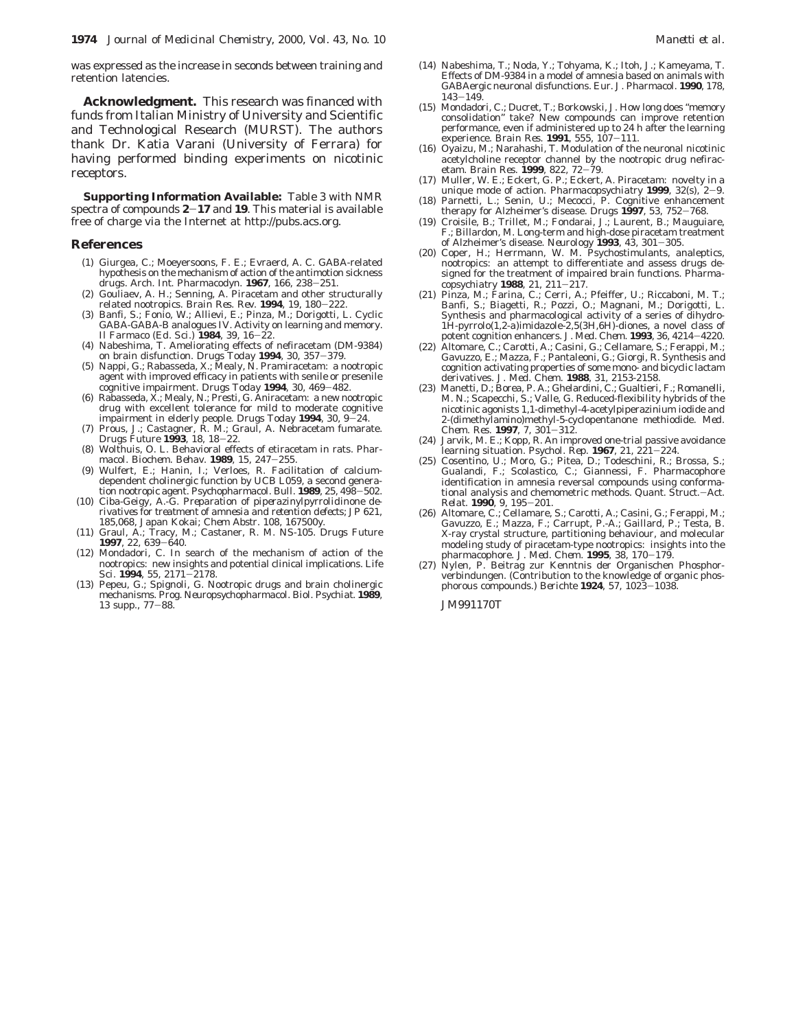was expressed as the increase in seconds between training and retention latencies.

**Acknowledgment.** This research was financed with funds from Italian Ministry of University and Scientific and Technological Research (MURST). The authors thank Dr. Katia Varani (University of Ferrara) for having performed binding experiments on nicotinic receptors.

**Supporting Information Available:** Table 3 with NMR spectra of compounds **2**–**17** and **19**. This material is available free of charge via the Internet at http://pubs.acs.org.

## References

(1) Giurgea, C.; Moeyersoons, F. E.; Evraerd, A. C. GABA-related hypothesis on the mechanism of action of the antimotion sickness drugs. *Arch. Int. Pharmacodyn.* **1967**, 166, 238–251.

(2) Gouliaev, A. H.; Senning, A. Piracetam and other structurally related nootropics. *Brain Res. Rev.* **1994**, 19, 180–222.

(3) Banfi, S.; Fonio, W.; Allievi, E.; Pinza, M.; Dorigotti, L. Cyclic GABA-GABA-B analogues IV. Activity on learning and memory. *Il Farmaco (Ed. Sci.)* **1984**, 39, 16–22.

(4) Nabeshima, T. Ameliorating effects of nefiracetam (DM-9384) on brain disfunction. *Drugs Today* **1994**, 30, 357–379.

(5) Nappi, G.; Rabasseda, X.; Mealy, N. Pramiracetam: a nootropic agent with improved efficacy in patients with senile or presenile cognitive impairment. *Drugs Today* **1994**, 30, 469–482.

(6) Rabasseda, X.; Mealy, N.; Presti, G. Aniracetam: a new nootropic drug with excellent tolerance for mild to moderate cognitive impairment in elderly people. *Drugs Today* **1994**, 30, 9–24.

(7) Prous, J.; Castagner, R. M.; Graul, A. Nebracetam fumarate. *Drugs Future* **1993**, 18, 18–22.

(8) Wolthuis, O. L. Behavioral effects of etiracetam in rats. *Pharmacol. Biochem. Behav.* **1989**, 15, 247–255.

(9) Wulfert, E.; Hanin, I.; Verloes, R. Facilitation of calcium-dependent cholinergic function by UCB L059, a second generation nootropic agent. *Psychopharmacol. Bull.* **1989**, 25, 498–502.

(10) Ciba-Geigy, A.-G. *Preparation of piperazinylpyrrolidinone derivatives for treatment of amnesia and retention defects*; JP 621, 185,068, Japan Kokai; *Chem Abstr.* 108, 167500y.

(11) Graul, A.; Tracy, M.; Castaner, R. M. NS-105. *Drugs Future* **1997**, 22, 639–640.

(12) Mondadori, C. In search of the mechanism of action of the nootropics: new insights and potential clinical implications. *Life Sci.* **1994**, 55, 2171–2178.

(13) Pepeu, G.; Spignoli, G. Nootropic drugs and brain cholinergic mechanisms. *Prog. Neuropsychopharmacol. Biol. Psychiat.* **1989**, 13 supp., 77–88.

(14) Nabeshima, T.; Noda, Y.; Tohyama, K.; Itoh, J.; Kameyama, T. Effects of DM-9384 in a model of amnesia based on animals with GABAergic neuronal disfunctions. *Eur. J. Pharmacol.* **1990**, 178, 143–149.

(15) Mondadori, C.; Ducret, T.; Borkowski, J. How long does "memory consolidation" take? New compounds can improve retention performance, even if administered up to 24 h after the learning experience. *Brain Res.* **1991**, 555, 107–111.

(16) Oyaizu, M.; Narahashi, T. Modulation of the neuronal nicotinic acetylcholine receptor channel by the nootropic drug nefiracetam. *Brain Res.* **1999**, 822, 72–79.

(17) Muller, W. E.; Eckert, G. P.; Eckert, A. Piracetam: novelty in a unique mode of action. *Pharmacopsychiatry* **1999**, 32(s), 2–9.

(18) Parnetti, L.; Senin, U.; Mecocci, P. Cognitive enhancement therapy for Alzheimer's disease. *Drugs* **1997**, 53, 752–768.

(19) Croisile, B.; Trillet, M.; Fondarai, J.; Laurent, B.; Mauguiare, F.; Billardon, M. Long-term and high-dose piracetam treatment of Alzheimer's disease. *Neurology* **1993**, 43, 301–305.

(20) Coper, H.; Herrmann, W. M. Psychostimulants, analeptics, nootropics: an attempt to differentiate and assess drugs designed for the treatment of impaired brain functions. *Pharmacopsychiatry* **1988**, 21, 211–217.

(21) Pinza, M.; Farina, C.; Cerri, A.; Pfeiffer, U.; Riccaboni, M. T.; Banfi, S.; Biagetti, R.; Pozzi, O.; Magnani, M.; Dorigotti, L. Synthesis and pharmacological activity of a series of dihydro-1*H*-pyrrolo(1,2-*a*)imidazole-2,5(3*H*,6*H*)-diones, a novel class of potent cognition enhancers. *J. Med. Chem.* **1993**, 36, 4214–4220.

(22) Altomare, C.; Carotti, A.; Casini, G.; Cellamare, S.; Ferappi, M.; Gavuzzo, E.; Mazza, F.; Pantaleoni, G.; Giorgi, R. Synthesis and cognition activating properties of some mono- and bicyclic lactam derivatives. *J. Med. Chem.* **1988**, 31, 2153-2158.

(23) Manetti, D.; Borea, P. A.; Ghelardini, C.; Gualtieri, F.; Romanelli, M. N.; Scapecchi, S.; Valle, G. Reduced-flexibility hybrids of the nicotinic agonists 1,1-dimethyl-4-acetylpiperazinium iodide and 2-(dimethylamino)methyl-5-cyclopentanone methiodide. *Med. Chem. Res.* **1997**, 7, 301–312.

(24) Jarvik, M. E.; Kopp, R. An improved one-trial passive avoidance learning situation. *Psychol. Rep.* **1967**, 21, 221–224.

(25) Cosentino, U.; Moro, G.; Pitea, D.; Todeschini, R.; Brossa, S.; Gualandi, F.; Scolastico, C.; Giannessi, F. Pharmacophore identification in amnesia reversal compounds using conformational analysis and chemometric methods. *Quant. Struct.–Act. Relat.* **1990**, 9, 195–201.

(26) Altomare, C.; Cellamare, S.; Carotti, A.; Casini, G.; Ferappi, M.; Gavuzzo, E.; Mazza, F.; Carrupt, P.-A.; Gaillard, P.; Testa, B. X-ray crystal structure, partitioning behaviour, and molecular modeling study of piracetam-type nootropics: insights into the pharmacophore. *J. Med. Chem.* **1995**, 38, 170–179.

(27) Nylen, P. Beitrag zur Kenntnis der Organischen Phosphorverbindungen. (Contribution to the knowledge of organic phosphorous compounds.) *Berichte* **1924**, 57, 1023–1038.

JM991170T